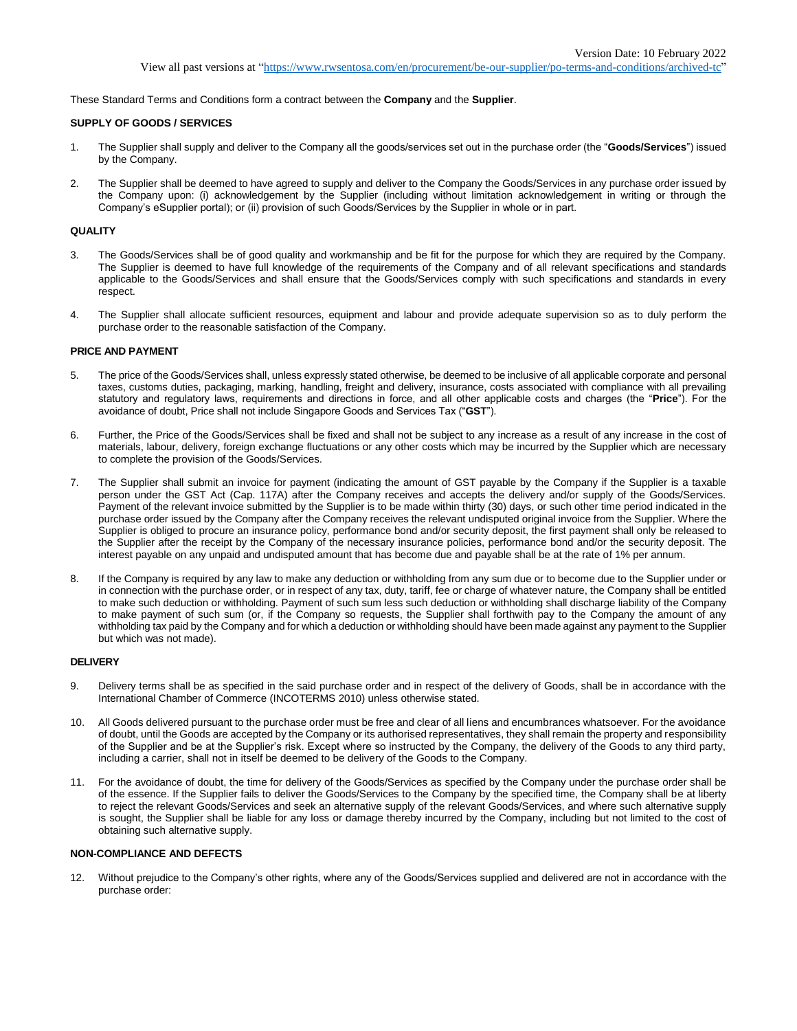Version Date: 10 February 2022

View all past versions at "https://www.rwsentosa.com/en/procurement/be-our-supplier/po-terms-and-conditions/archived-tc"

These Standard Terms and Conditions form a contract between the **Company** and the **Supplier**.

### SUPPLY OF GOODS / SERVICES

1. The Supplier shall supply and deliver to the Company all the goods/services set out in the purchase order (the "**Goods/Services**") issued by the Company.

2. The Supplier shall be deemed to have agreed to supply and deliver to the Company the Goods/Services in any purchase order issued by the Company upon: (i) acknowledgement by the Supplier (including without limitation acknowledgement in writing or through the Company's eSupplier portal); or (ii) provision of such Goods/Services by the Supplier in whole or in part.

### QUALITY

3. The Goods/Services shall be of good quality and workmanship and be fit for the purpose for which they are required by the Company. The Supplier is deemed to have full knowledge of the requirements of the Company and of all relevant specifications and standards applicable to the Goods/Services and shall ensure that the Goods/Services comply with such specifications and standards in every respect.

4. The Supplier shall allocate sufficient resources, equipment and labour and provide adequate supervision so as to duly perform the purchase order to the reasonable satisfaction of the Company.

### PRICE AND PAYMENT

5. The price of the Goods/Services shall, unless expressly stated otherwise, be deemed to be inclusive of all applicable corporate and personal taxes, customs duties, packaging, marking, handling, freight and delivery, insurance, costs associated with compliance with all prevailing statutory and regulatory laws, requirements and directions in force, and all other applicable costs and charges (the "**Price**"). For the avoidance of doubt, Price shall not include Singapore Goods and Services Tax ("**GST**").

6. Further, the Price of the Goods/Services shall be fixed and shall not be subject to any increase as a result of any increase in the cost of materials, labour, delivery, foreign exchange fluctuations or any other costs which may be incurred by the Supplier which are necessary to complete the provision of the Goods/Services.

7. The Supplier shall submit an invoice for payment (indicating the amount of GST payable by the Company if the Supplier is a taxable person under the GST Act (Cap. 117A) after the Company receives and accepts the delivery and/or supply of the Goods/Services. Payment of the relevant invoice submitted by the Supplier is to be made within thirty (30) days, or such other time period indicated in the purchase order issued by the Company after the Company receives the relevant undisputed original invoice from the Supplier. Where the Supplier is obliged to procure an insurance policy, performance bond and/or security deposit, the first payment shall only be released to the Supplier after the receipt by the Company of the necessary insurance policies, performance bond and/or the security deposit. The interest payable on any unpaid and undisputed amount that has become due and payable shall be at the rate of 1% per annum.

8. If the Company is required by any law to make any deduction or withholding from any sum due or to become due to the Supplier under or in connection with the purchase order, or in respect of any tax, duty, tariff, fee or charge of whatever nature, the Company shall be entitled to make such deduction or withholding. Payment of such sum less such deduction or withholding shall discharge liability of the Company to make payment of such sum (or, if the Company so requests, the Supplier shall forthwith pay to the Company the amount of any withholding tax paid by the Company and for which a deduction or withholding should have been made against any payment to the Supplier but which was not made).

### DELIVERY

9. Delivery terms shall be as specified in the said purchase order and in respect of the delivery of Goods, shall be in accordance with the International Chamber of Commerce (INCOTERMS 2010) unless otherwise stated.

10. All Goods delivered pursuant to the purchase order must be free and clear of all liens and encumbrances whatsoever. For the avoidance of doubt, until the Goods are accepted by the Company or its authorised representatives, they shall remain the property and responsibility of the Supplier and be at the Supplier's risk. Except where so instructed by the Company, the delivery of the Goods to any third party, including a carrier, shall not in itself be deemed to be delivery of the Goods to the Company.

11. For the avoidance of doubt, the time for delivery of the Goods/Services as specified by the Company under the purchase order shall be of the essence. If the Supplier fails to deliver the Goods/Services to the Company by the specified time, the Company shall be at liberty to reject the relevant Goods/Services and seek an alternative supply of the relevant Goods/Services, and where such alternative supply is sought, the Supplier shall be liable for any loss or damage thereby incurred by the Company, including but not limited to the cost of obtaining such alternative supply.

### NON-COMPLIANCE AND DEFECTS

12. Without prejudice to the Company's other rights, where any of the Goods/Services supplied and delivered are not in accordance with the purchase order: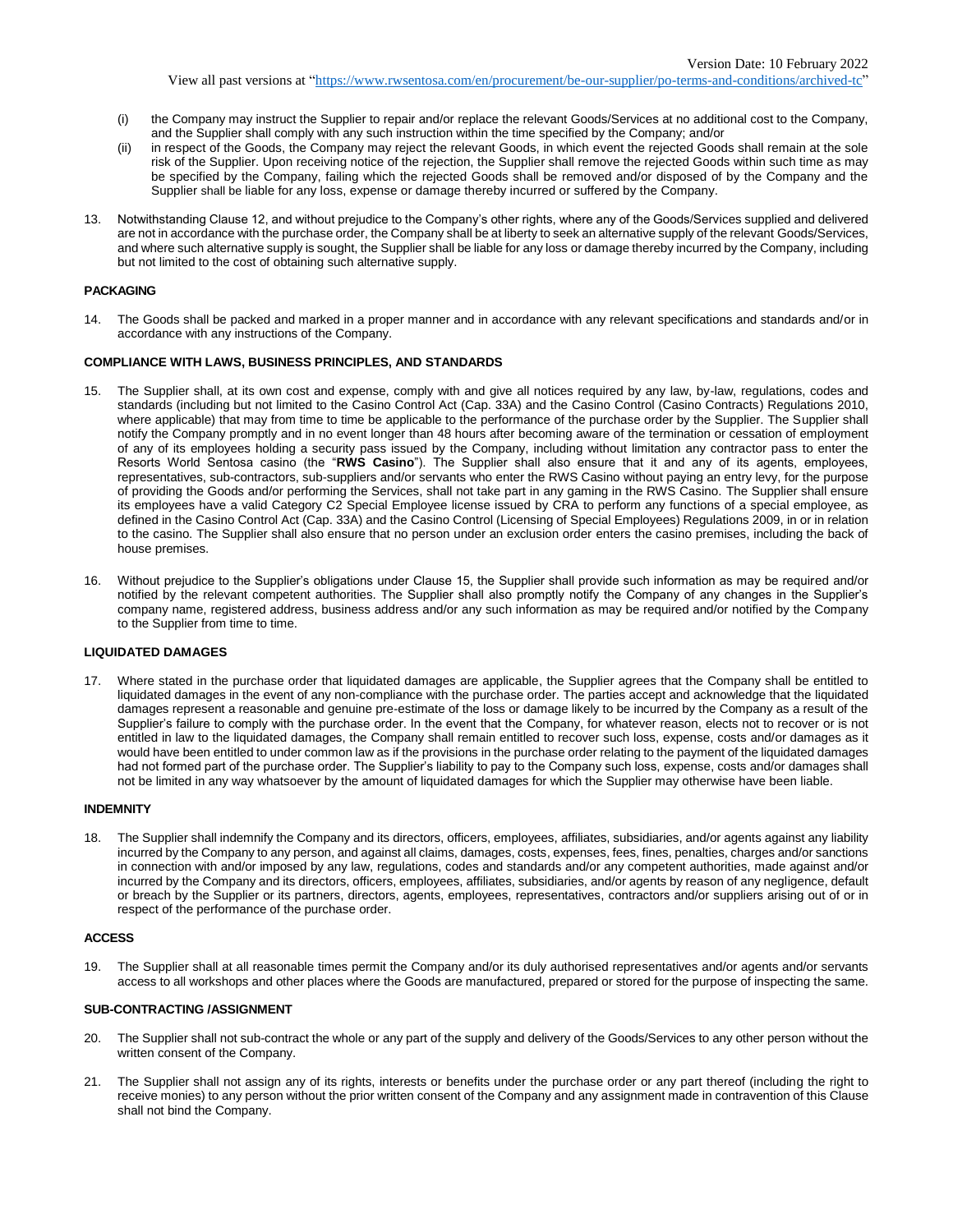(i) the Company may instruct the Supplier to repair and/or replace the relevant Goods/Services at no additional cost to the Company, and the Supplier shall comply with any such instruction within the time specified by the Company; and/or

(ii) in respect of the Goods, the Company may reject the relevant Goods, in which event the rejected Goods shall remain at the sole risk of the Supplier. Upon receiving notice of the rejection, the Supplier shall remove the rejected Goods within such time as may be specified by the Company, failing which the rejected Goods shall be removed and/or disposed of by the Company and the Supplier shall be liable for any loss, expense or damage thereby incurred or suffered by the Company.

13. Notwithstanding Clause 12, and without prejudice to the Company's other rights, where any of the Goods/Services supplied and delivered are not in accordance with the purchase order, the Company shall be at liberty to seek an alternative supply of the relevant Goods/Services, and where such alternative supply is sought, the Supplier shall be liable for any loss or damage thereby incurred by the Company, including but not limited to the cost of obtaining such alternative supply.

**PACKAGING**

14. The Goods shall be packed and marked in a proper manner and in accordance with any relevant specifications and standards and/or in accordance with any instructions of the Company.

**COMPLIANCE WITH LAWS, BUSINESS PRINCIPLES, AND STANDARDS**

15. The Supplier shall, at its own cost and expense, comply with and give all notices required by any law, by-law, regulations, codes and standards (including but not limited to the Casino Control Act (Cap. 33A) and the Casino Control (Casino Contracts) Regulations 2010, where applicable) that may from time to time be applicable to the performance of the purchase order by the Supplier. The Supplier shall notify the Company promptly and in no event longer than 48 hours after becoming aware of the termination or cessation of employment of any of its employees holding a security pass issued by the Company, including without limitation any contractor pass to enter the Resorts World Sentosa casino (the "**RWS Casino**"). The Supplier shall also ensure that it and any of its agents, employees, representatives, sub-contractors, sub-suppliers and/or servants who enter the RWS Casino without paying an entry levy, for the purpose of providing the Goods and/or performing the Services, shall not take part in any gaming in the RWS Casino. The Supplier shall ensure its employees have a valid Category C2 Special Employee license issued by CRA to perform any functions of a special employee, as defined in the Casino Control Act (Cap. 33A) and the Casino Control (Licensing of Special Employees) Regulations 2009, in or in relation to the casino. The Supplier shall also ensure that no person under an exclusion order enters the casino premises, including the back of house premises.

16. Without prejudice to the Supplier's obligations under Clause 15, the Supplier shall provide such information as may be required and/or notified by the relevant competent authorities. The Supplier shall also promptly notify the Company of any changes in the Supplier's company name, registered address, business address and/or any such information as may be required and/or notified by the Company to the Supplier from time to time.

**LIQUIDATED DAMAGES**

17. Where stated in the purchase order that liquidated damages are applicable, the Supplier agrees that the Company shall be entitled to liquidated damages in the event of any non-compliance with the purchase order. The parties accept and acknowledge that the liquidated damages represent a reasonable and genuine pre-estimate of the loss or damage likely to be incurred by the Company as a result of the Supplier's failure to comply with the purchase order. In the event that the Company, for whatever reason, elects not to recover or is not entitled in law to the liquidated damages, the Company shall remain entitled to recover such loss, expense, costs and/or damages as it would have been entitled to under common law as if the provisions in the purchase order relating to the payment of the liquidated damages had not formed part of the purchase order. The Supplier's liability to pay to the Company such loss, expense, costs and/or damages shall not be limited in any way whatsoever by the amount of liquidated damages for which the Supplier may otherwise have been liable.

**INDEMNITY**

18. The Supplier shall indemnify the Company and its directors, officers, employees, affiliates, subsidiaries, and/or agents against any liability incurred by the Company to any person, and against all claims, damages, costs, expenses, fees, fines, penalties, charges and/or sanctions in connection with and/or imposed by any law, regulations, codes and standards and/or any competent authorities, made against and/or incurred by the Company and its directors, officers, employees, affiliates, subsidiaries, and/or agents by reason of any negligence, default or breach by the Supplier or its partners, directors, agents, employees, representatives, contractors and/or suppliers arising out of or in respect of the performance of the purchase order.

**ACCESS**

19. The Supplier shall at all reasonable times permit the Company and/or its duly authorised representatives and/or agents and/or servants access to all workshops and other places where the Goods are manufactured, prepared or stored for the purpose of inspecting the same.

**SUB-CONTRACTING /ASSIGNMENT**

20. The Supplier shall not sub-contract the whole or any part of the supply and delivery of the Goods/Services to any other person without the written consent of the Company.

21. The Supplier shall not assign any of its rights, interests or benefits under the purchase order or any part thereof (including the right to receive monies) to any person without the prior written consent of the Company and any assignment made in contravention of this Clause shall not bind the Company.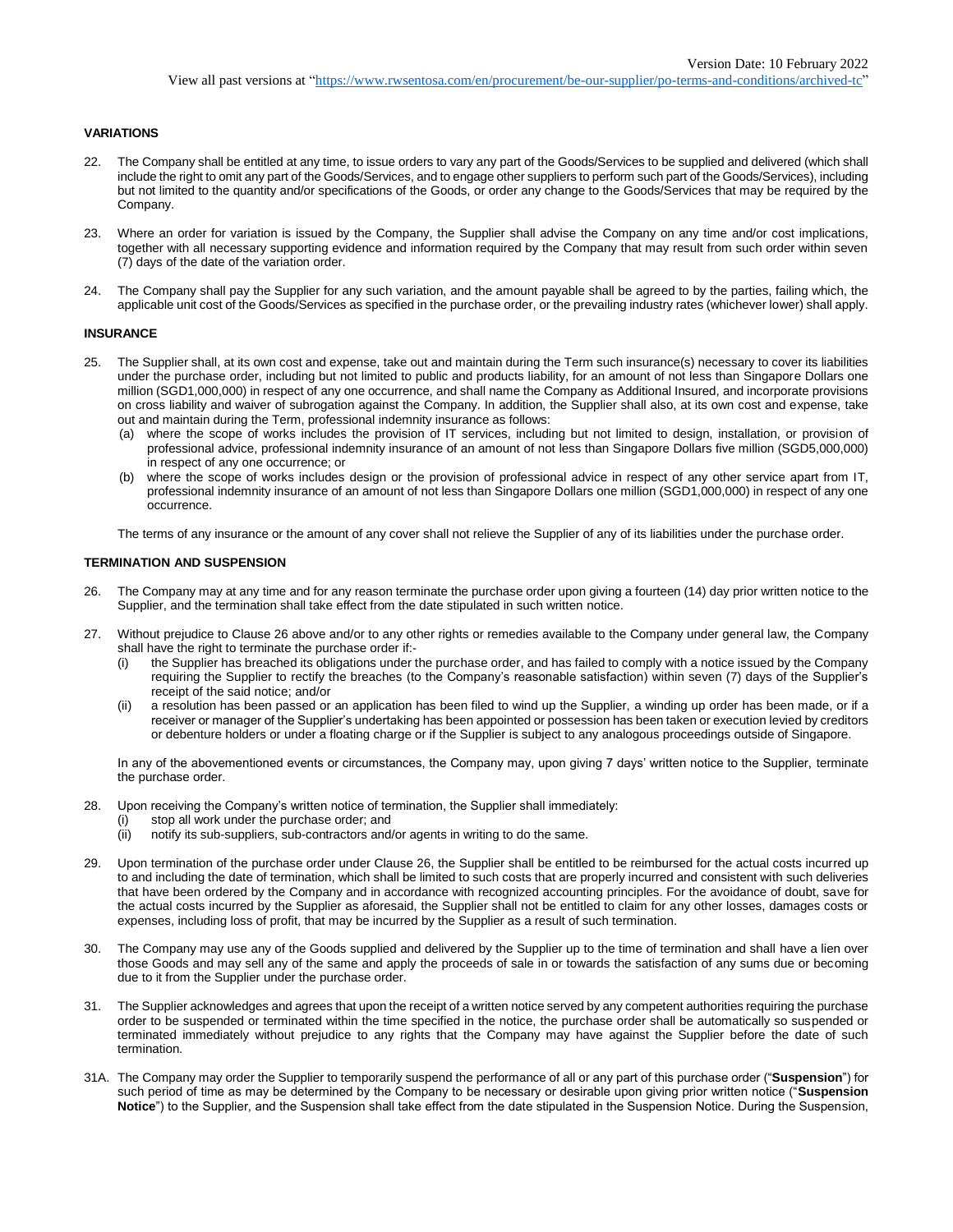### VARIATIONS

22. The Company shall be entitled at any time, to issue orders to vary any part of the Goods/Services to be supplied and delivered (which shall include the right to omit any part of the Goods/Services, and to engage other suppliers to perform such part of the Goods/Services), including but not limited to the quantity and/or specifications of the Goods, or order any change to the Goods/Services that may be required by the Company.

23. Where an order for variation is issued by the Company, the Supplier shall advise the Company on any time and/or cost implications, together with all necessary supporting evidence and information required by the Company that may result from such order within seven (7) days of the date of the variation order.

24. The Company shall pay the Supplier for any such variation, and the amount payable shall be agreed to by the parties, failing which, the applicable unit cost of the Goods/Services as specified in the purchase order, or the prevailing industry rates (whichever lower) shall apply.

### INSURANCE

25. The Supplier shall, at its own cost and expense, take out and maintain during the Term such insurance(s) necessary to cover its liabilities under the purchase order, including but not limited to public and products liability, for an amount of not less than Singapore Dollars one million (SGD1,000,000) in respect of any one occurrence, and shall name the Company as Additional Insured, and incorporate provisions on cross liability and waiver of subrogation against the Company. In addition, the Supplier shall also, at its own cost and expense, take out and maintain during the Term, professional indemnity insurance as follows:
    (a) where the scope of works includes the provision of IT services, including but not limited to design, installation, or provision of professional advice, professional indemnity insurance of an amount of not less than Singapore Dollars five million (SGD5,000,000) in respect of any one occurrence; or
    (b) where the scope of works includes design or the provision of professional advice in respect of any other service apart from IT, professional indemnity insurance of an amount of not less than Singapore Dollars one million (SGD1,000,000) in respect of any one occurrence.

    The terms of any insurance or the amount of any cover shall not relieve the Supplier of any of its liabilities under the purchase order.

### TERMINATION AND SUSPENSION

26. The Company may at any time and for any reason terminate the purchase order upon giving a fourteen (14) day prior written notice to the Supplier, and the termination shall take effect from the date stipulated in such written notice.

27. Without prejudice to Clause 26 above and/or to any other rights or remedies available to the Company under general law, the Company shall have the right to terminate the purchase order if:-
    (i) the Supplier has breached its obligations under the purchase order, and has failed to comply with a notice issued by the Company requiring the Supplier to rectify the breaches (to the Company's reasonable satisfaction) within seven (7) days of the Supplier's receipt of the said notice; and/or
    (ii) a resolution has been passed or an application has been filed to wind up the Supplier, a winding up order has been made, or if a receiver or manager of the Supplier's undertaking has been appointed or possession has been taken or execution levied by creditors or debenture holders or under a floating charge or if the Supplier is subject to any analogous proceedings outside of Singapore.

    In any of the abovementioned events or circumstances, the Company may, upon giving 7 days' written notice to the Supplier, terminate the purchase order.

28. Upon receiving the Company's written notice of termination, the Supplier shall immediately:
    (i) stop all work under the purchase order; and
    (ii) notify its sub-suppliers, sub-contractors and/or agents in writing to do the same.

29. Upon termination of the purchase order under Clause 26, the Supplier shall be entitled to be reimbursed for the actual costs incurred up to and including the date of termination, which shall be limited to such costs that are properly incurred and consistent with such deliveries that have been ordered by the Company and in accordance with recognized accounting principles. For the avoidance of doubt, save for the actual costs incurred by the Supplier as aforesaid, the Supplier shall not be entitled to claim for any other losses, damages costs or expenses, including loss of profit, that may be incurred by the Supplier as a result of such termination.

30. The Company may use any of the Goods supplied and delivered by the Supplier up to the time of termination and shall have a lien over those Goods and may sell any of the same and apply the proceeds of sale in or towards the satisfaction of any sums due or becoming due to it from the Supplier under the purchase order.

31. The Supplier acknowledges and agrees that upon the receipt of a written notice served by any competent authorities requiring the purchase order to be suspended or terminated within the time specified in the notice, the purchase order shall be automatically so suspended or terminated immediately without prejudice to any rights that the Company may have against the Supplier before the date of such termination.

31A. The Company may order the Supplier to temporarily suspend the performance of all or any part of this purchase order ("**Suspension**") for such period of time as may be determined by the Company to be necessary or desirable upon giving prior written notice ("**Suspension Notice**") to the Supplier, and the Suspension shall take effect from the date stipulated in the Suspension Notice. During the Suspension,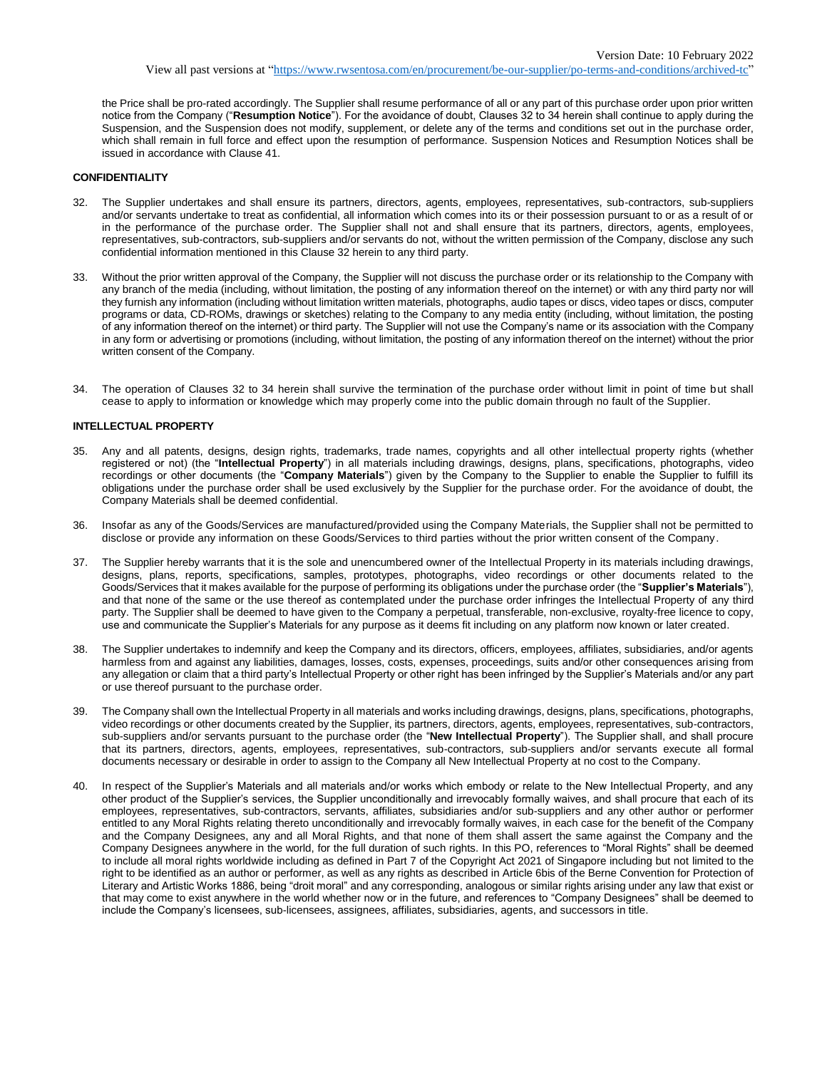the Price shall be pro-rated accordingly. The Supplier shall resume performance of all or any part of this purchase order upon prior written notice from the Company ("**Resumption Notice**"). For the avoidance of doubt, Clauses 32 to 34 herein shall continue to apply during the Suspension, and the Suspension does not modify, supplement, or delete any of the terms and conditions set out in the purchase order, which shall remain in full force and effect upon the resumption of performance. Suspension Notices and Resumption Notices shall be issued in accordance with Clause 41.

**CONFIDENTIALITY**

32. The Supplier undertakes and shall ensure its partners, directors, agents, employees, representatives, sub-contractors, sub-suppliers and/or servants undertake to treat as confidential, all information which comes into its or their possession pursuant to or as a result of or in the performance of the purchase order. The Supplier shall not and shall ensure that its partners, directors, agents, employees, representatives, sub-contractors, sub-suppliers and/or servants do not, without the written permission of the Company, disclose any such confidential information mentioned in this Clause 32 herein to any third party.

33. Without the prior written approval of the Company, the Supplier will not discuss the purchase order or its relationship to the Company with any branch of the media (including, without limitation, the posting of any information thereof on the internet) or with any third party nor will they furnish any information (including without limitation written materials, photographs, audio tapes or discs, video tapes or discs, computer programs or data, CD-ROMs, drawings or sketches) relating to the Company to any media entity (including, without limitation, the posting of any information thereof on the internet) or third party. The Supplier will not use the Company's name or its association with the Company in any form or advertising or promotions (including, without limitation, the posting of any information thereof on the internet) without the prior written consent of the Company.

34. The operation of Clauses 32 to 34 herein shall survive the termination of the purchase order without limit in point of time but shall cease to apply to information or knowledge which may properly come into the public domain through no fault of the Supplier.

**INTELLECTUAL PROPERTY**

35. Any and all patents, designs, design rights, trademarks, trade names, copyrights and all other intellectual property rights (whether registered or not) (the "**Intellectual Property**") in all materials including drawings, designs, plans, specifications, photographs, video recordings or other documents (the "**Company Materials**") given by the Company to the Supplier to enable the Supplier to fulfill its obligations under the purchase order shall be used exclusively by the Supplier for the purchase order. For the avoidance of doubt, the Company Materials shall be deemed confidential.

36. Insofar as any of the Goods/Services are manufactured/provided using the Company Materials, the Supplier shall not be permitted to disclose or provide any information on these Goods/Services to third parties without the prior written consent of the Company.

37. The Supplier hereby warrants that it is the sole and unencumbered owner of the Intellectual Property in its materials including drawings, designs, plans, reports, specifications, samples, prototypes, photographs, video recordings or other documents related to the Goods/Services that it makes available for the purpose of performing its obligations under the purchase order (the "**Supplier's Materials**"), and that none of the same or the use thereof as contemplated under the purchase order infringes the Intellectual Property of any third party. The Supplier shall be deemed to have given to the Company a perpetual, transferable, non-exclusive, royalty-free licence to copy, use and communicate the Supplier's Materials for any purpose as it deems fit including on any platform now known or later created.

38. The Supplier undertakes to indemnify and keep the Company and its directors, officers, employees, affiliates, subsidiaries, and/or agents harmless from and against any liabilities, damages, losses, costs, expenses, proceedings, suits and/or other consequences arising from any allegation or claim that a third party's Intellectual Property or other right has been infringed by the Supplier's Materials and/or any part or use thereof pursuant to the purchase order.

39. The Company shall own the Intellectual Property in all materials and works including drawings, designs, plans, specifications, photographs, video recordings or other documents created by the Supplier, its partners, directors, agents, employees, representatives, sub-contractors, sub-suppliers and/or servants pursuant to the purchase order (the "**New Intellectual Property**"). The Supplier shall, and shall procure that its partners, directors, agents, employees, representatives, sub-contractors, sub-suppliers and/or servants execute all formal documents necessary or desirable in order to assign to the Company all New Intellectual Property at no cost to the Company.

40. In respect of the Supplier's Materials and all materials and/or works which embody or relate to the New Intellectual Property, and any other product of the Supplier's services, the Supplier unconditionally and irrevocably formally waives, and shall procure that each of its employees, representatives, sub-contractors, servants, affiliates, subsidiaries and/or sub-suppliers and any other author or performer entitled to any Moral Rights relating thereto unconditionally and irrevocably formally waives, in each case for the benefit of the Company and the Company Designees, any and all Moral Rights, and that none of them shall assert the same against the Company and the Company Designees anywhere in the world, for the full duration of such rights. In this PO, references to "Moral Rights" shall be deemed to include all moral rights worldwide including as defined in Part 7 of the Copyright Act 2021 of Singapore including but not limited to the right to be identified as an author or performer, as well as any rights as described in Article 6bis of the Berne Convention for Protection of Literary and Artistic Works 1886, being "droit moral" and any corresponding, analogous or similar rights arising under any law that exist or that may come to exist anywhere in the world whether now or in the future, and references to "Company Designees" shall be deemed to include the Company's licensees, sub-licensees, assignees, affiliates, subsidiaries, agents, and successors in title.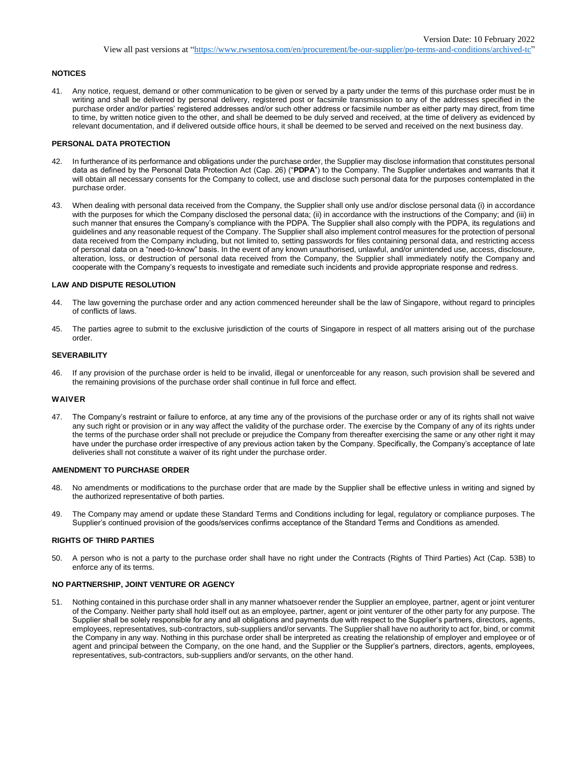### NOTICES

41. Any notice, request, demand or other communication to be given or served by a party under the terms of this purchase order must be in writing and shall be delivered by personal delivery, registered post or facsimile transmission to any of the addresses specified in the purchase order and/or parties' registered addresses and/or such other address or facsimile number as either party may direct, from time to time, by written notice given to the other, and shall be deemed to be duly served and received, at the time of delivery as evidenced by relevant documentation, and if delivered outside office hours, it shall be deemed to be served and received on the next business day.

### PERSONAL DATA PROTECTION

42. In furtherance of its performance and obligations under the purchase order, the Supplier may disclose information that constitutes personal data as defined by the Personal Data Protection Act (Cap. 26) ("**PDPA**") to the Company. The Supplier undertakes and warrants that it will obtain all necessary consents for the Company to collect, use and disclose such personal data for the purposes contemplated in the purchase order.

43. When dealing with personal data received from the Company, the Supplier shall only use and/or disclose personal data (i) in accordance with the purposes for which the Company disclosed the personal data; (ii) in accordance with the instructions of the Company; and (iii) in such manner that ensures the Company's compliance with the PDPA. The Supplier shall also comply with the PDPA, its regulations and guidelines and any reasonable request of the Company. The Supplier shall also implement control measures for the protection of personal data received from the Company including, but not limited to, setting passwords for files containing personal data, and restricting access of personal data on a "need-to-know" basis. In the event of any known unauthorised, unlawful, and/or unintended use, access, disclosure, alteration, loss, or destruction of personal data received from the Company, the Supplier shall immediately notify the Company and cooperate with the Company's requests to investigate and remediate such incidents and provide appropriate response and redress.

### LAW AND DISPUTE RESOLUTION

44. The law governing the purchase order and any action commenced hereunder shall be the law of Singapore, without regard to principles of conflicts of laws.

45. The parties agree to submit to the exclusive jurisdiction of the courts of Singapore in respect of all matters arising out of the purchase order.

### SEVERABILITY

46. If any provision of the purchase order is held to be invalid, illegal or unenforceable for any reason, such provision shall be severed and the remaining provisions of the purchase order shall continue in full force and effect.

### WAIVER

47. The Company's restraint or failure to enforce, at any time any of the provisions of the purchase order or any of its rights shall not waive any such right or provision or in any way affect the validity of the purchase order. The exercise by the Company of any of its rights under the terms of the purchase order shall not preclude or prejudice the Company from thereafter exercising the same or any other right it may have under the purchase order irrespective of any previous action taken by the Company. Specifically, the Company's acceptance of late deliveries shall not constitute a waiver of its right under the purchase order.

### AMENDMENT TO PURCHASE ORDER

48. No amendments or modifications to the purchase order that are made by the Supplier shall be effective unless in writing and signed by the authorized representative of both parties.

49. The Company may amend or update these Standard Terms and Conditions including for legal, regulatory or compliance purposes. The Supplier's continued provision of the goods/services confirms acceptance of the Standard Terms and Conditions as amended.

### RIGHTS OF THIRD PARTIES

50. A person who is not a party to the purchase order shall have no right under the Contracts (Rights of Third Parties) Act (Cap. 53B) to enforce any of its terms.

### NO PARTNERSHIP, JOINT VENTURE OR AGENCY

51. Nothing contained in this purchase order shall in any manner whatsoever render the Supplier an employee, partner, agent or joint venturer of the Company. Neither party shall hold itself out as an employee, partner, agent or joint venturer of the other party for any purpose. The Supplier shall be solely responsible for any and all obligations and payments due with respect to the Supplier's partners, directors, agents, employees, representatives, sub-contractors, sub-suppliers and/or servants. The Supplier shall have no authority to act for, bind, or commit the Company in any way. Nothing in this purchase order shall be interpreted as creating the relationship of employer and employee or of agent and principal between the Company, on the one hand, and the Supplier or the Supplier's partners, directors, agents, employees, representatives, sub-contractors, sub-suppliers and/or servants, on the other hand.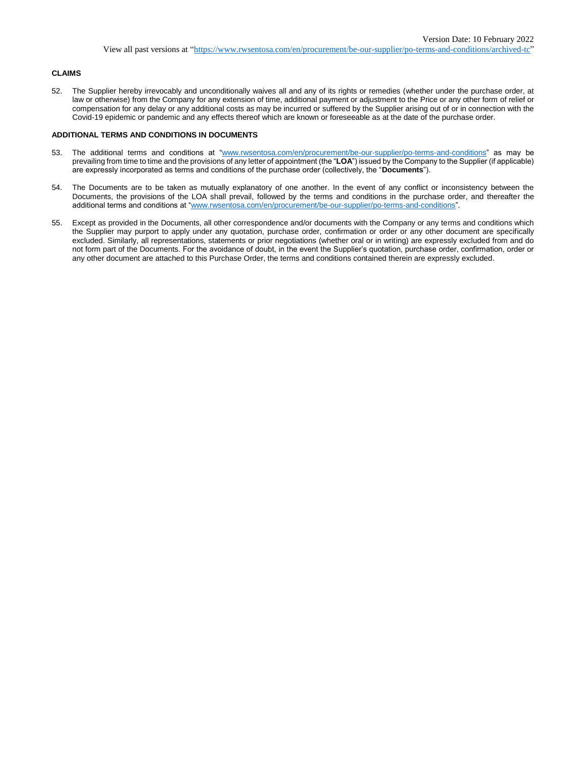**CLAIMS**

52. The Supplier hereby irrevocably and unconditionally waives all and any of its rights or remedies (whether under the purchase order, at law or otherwise) from the Company for any extension of time, additional payment or adjustment to the Price or any other form of relief or compensation for any delay or any additional costs as may be incurred or suffered by the Supplier arising out of or in connection with the Covid-19 epidemic or pandemic and any effects thereof which are known or foreseeable as at the date of the purchase order.

**ADDITIONAL TERMS AND CONDITIONS IN DOCUMENTS**

53. The additional terms and conditions at "www.rwsentosa.com/en/procurement/be-our-supplier/po-terms-and-conditions" as may be prevailing from time to time and the provisions of any letter of appointment (the "**LOA**") issued by the Company to the Supplier (if applicable) are expressly incorporated as terms and conditions of the purchase order (collectively, the "**Documents**").

54. The Documents are to be taken as mutually explanatory of one another. In the event of any conflict or inconsistency between the Documents, the provisions of the LOA shall prevail, followed by the terms and conditions in the purchase order, and thereafter the additional terms and conditions at "www.rwsentosa.com/en/procurement/be-our-supplier/po-terms-and-conditions".

55. Except as provided in the Documents, all other correspondence and/or documents with the Company or any terms and conditions which the Supplier may purport to apply under any quotation, purchase order, confirmation or order or any other document are specifically excluded. Similarly, all representations, statements or prior negotiations (whether oral or in writing) are expressly excluded from and do not form part of the Documents. For the avoidance of doubt, in the event the Supplier's quotation, purchase order, confirmation, order or any other document are attached to this Purchase Order, the terms and conditions contained therein are expressly excluded.